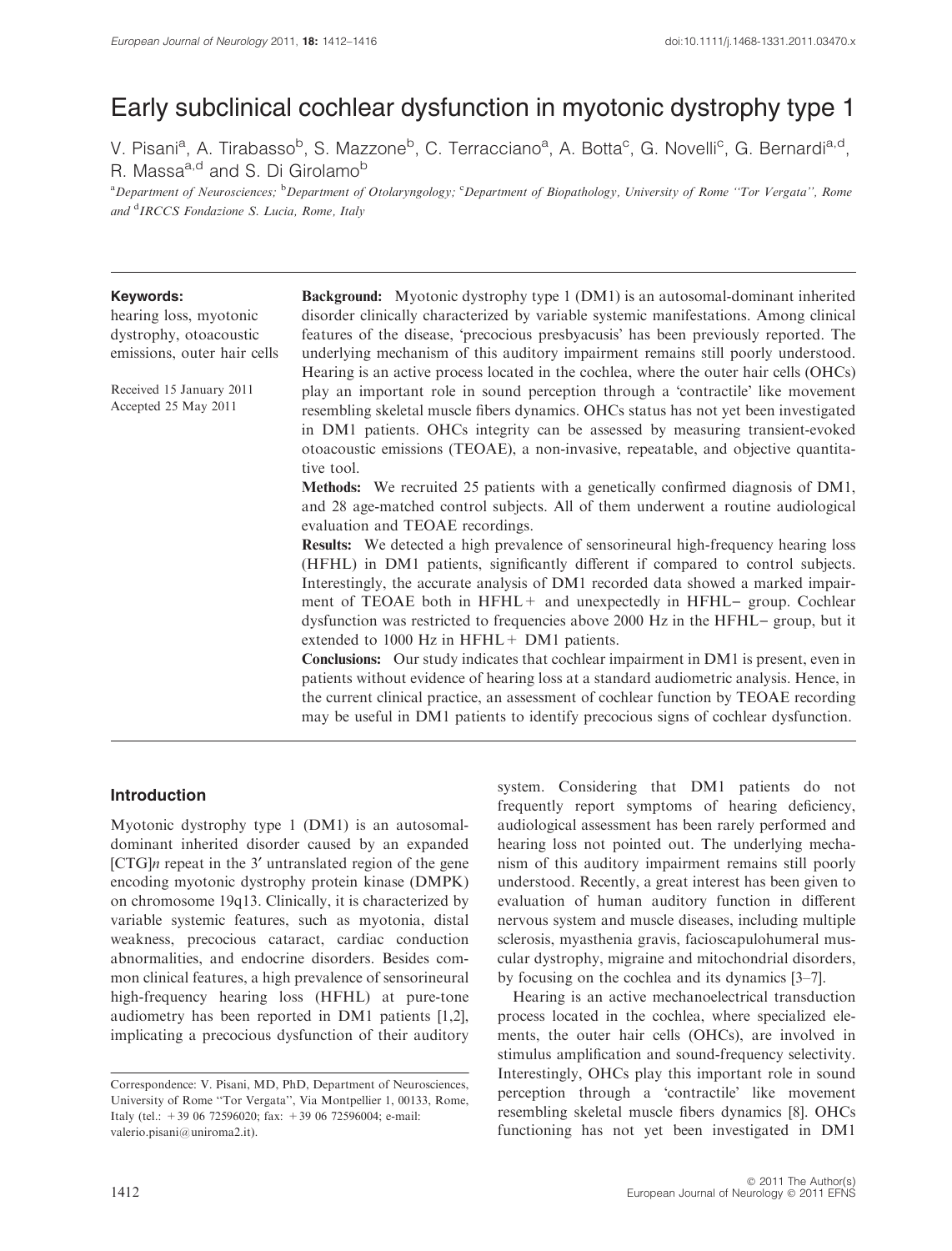# Early subclinical cochlear dysfunction in myotonic dystrophy type 1

V. Pisani[a], A. Tirabasso[b], S. Mazzone[b], C. Terracciano[a], A. Botta[c], G. Novelli[c], G. Bernardi[a,d], R. Massa[a,d] and S. Di Girolamo[b]

[a]Department of Neurosciences; [b]Department of Otolaryngology; [c]Department of Biopathology, University of Rome "Tor Vergata", Rome and [d]IRCCS Fondazione S. Lucia, Rome, Italy

**Keywords:**
hearing loss, myotonic dystrophy, otoacoustic emissions, outer hair cells

Received 15 January 2011
Accepted 25 May 2011

**Background:** Myotonic dystrophy type 1 (DM1) is an autosomal-dominant inherited disorder clinically characterized by variable systemic manifestations. Among clinical features of the disease, 'precocious presbyacusis' has been previously reported. The underlying mechanism of this auditory impairment remains still poorly understood. Hearing is an active process located in the cochlea, where the outer hair cells (OHCs) play an important role in sound perception through a 'contractile' like movement resembling skeletal muscle fibers dynamics. OHCs status has not yet been investigated in DM1 patients. OHCs integrity can be assessed by measuring transient-evoked otoacoustic emissions (TEOAE), a non-invasive, repeatable, and objective quantitative tool.

**Methods:** We recruited 25 patients with a genetically confirmed diagnosis of DM1, and 28 age-matched control subjects. All of them underwent a routine audiological evaluation and TEOAE recordings.

**Results:** We detected a high prevalence of sensorineural high-frequency hearing loss (HFHL) in DM1 patients, significantly different if compared to control subjects. Interestingly, the accurate analysis of DM1 recorded data showed a marked impairment of TEOAE both in HFHL+ and unexpectedly in HFHL− group. Cochlear dysfunction was restricted to frequencies above 2000 Hz in the HFHL− group, but it extended to 1000 Hz in HFHL+ DM1 patients.

**Conclusions:** Our study indicates that cochlear impairment in DM1 is present, even in patients without evidence of hearing loss at a standard audiometric analysis. Hence, in the current clinical practice, an assessment of cochlear function by TEOAE recording may be useful in DM1 patients to identify precocious signs of cochlear dysfunction.

## Introduction

Myotonic dystrophy type 1 (DM1) is an autosomal-dominant inherited disorder caused by an expanded $[CTG]n$ repeat in the 3′ untranslated region of the gene encoding myotonic dystrophy protein kinase (DMPK) on chromosome 19q13. Clinically, it is characterized by variable systemic features, such as myotonia, distal weakness, precocious cataract, cardiac conduction abnormalities, and endocrine disorders. Besides common clinical features, a high prevalence of sensorineural high-frequency hearing loss (HFHL) at pure-tone audiometry has been reported in DM1 patients [1,2], implicating a precocious dysfunction of their auditory system. Considering that DM1 patients do not frequently report symptoms of hearing deficiency, audiological assessment has been rarely performed and hearing loss not pointed out. The underlying mechanism of this auditory impairment remains still poorly understood. Recently, a great interest has been given to evaluation of human auditory function in different nervous system and muscle diseases, including multiple sclerosis, myasthenia gravis, facioscapulohumeral muscular dystrophy, migraine and mitochondrial disorders, by focusing on the cochlea and its dynamics [3–7].

Hearing is an active mechanoelectrical transduction process located in the cochlea, where specialized elements, the outer hair cells (OHCs), are involved in stimulus amplification and sound-frequency selectivity. Interestingly, OHCs play this important role in sound perception through a 'contractile' like movement resembling skeletal muscle fibers dynamics [8]. OHCs functioning has not yet been investigated in DM1

Correspondence: V. Pisani, MD, PhD, Department of Neurosciences, University of Rome "Tor Vergata", Via Montpellier 1, 00133, Rome, Italy (tel.: +39 06 72596020; fax: +39 06 72596004; e-mail: valerio.pisani@uniroma2.it).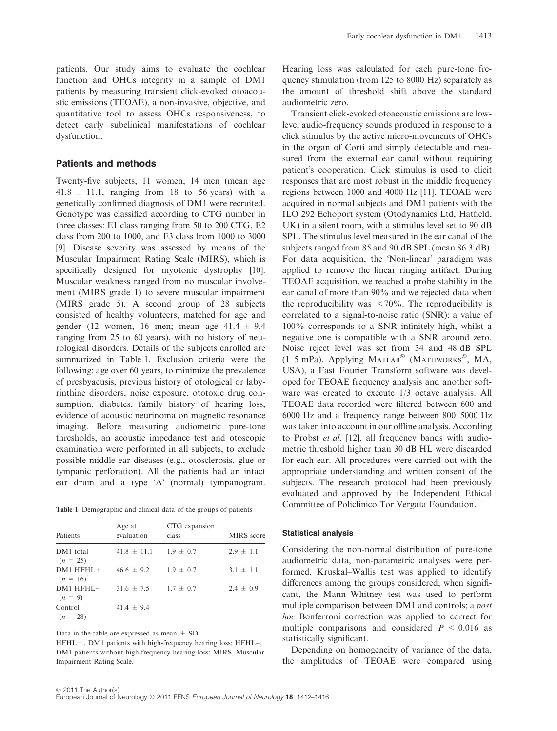patients. Our study aims to evaluate the cochlear function and OHCs integrity in a sample of DM1 patients by measuring transient click-evoked otoacoustic emissions (TEOAE), a non-invasive, objective, and quantitative tool to assess OHCs responsiveness, to detect early subclinical manifestations of cochlear dysfunction.

## Patients and methods

Twenty-five subjects, 11 women, 14 men (mean age 41.8 ± 11.1, ranging from 18 to 56 years) with a genetically confirmed diagnosis of DM1 were recruited. Genotype was classified according to CTG number in three classes: E1 class ranging from 50 to 200 CTG, E2 class from 200 to 1000, and E3 class from 1000 to 3000 [9]. Disease severity was assessed by means of the Muscular Impairment Rating Scale (MIRS), which is specifically designed for myotonic dystrophy [10]. Muscular weakness ranged from no muscular involvement (MIRS grade 1) to severe muscular impairment (MIRS grade 5). A second group of 28 subjects consisted of healthy volunteers, matched for age and gender (12 women, 16 men; mean age 41.4 ± 9.4 ranging from 25 to 60 years), with no history of neurological disorders. Details of the subjects enrolled are summarized in Table 1. Exclusion criteria were the following: age over 60 years, to minimize the prevalence of presbyacusis, previous history of otological or labyrinthine disorders, noise exposure, ototoxic drug consumption, diabetes, family history of hearing loss, evidence of acoustic neurinoma on magnetic resonance imaging. Before measuring audiometric pure-tone thresholds, an acoustic impedance test and otoscopic examination were performed in all subjects, to exclude possible middle ear diseases (e.g., otosclerosis, glue or tympanic perforation). All the patients had an intact ear drum and a type 'A' (normal) tympanogram.

**Table 1** Demographic and clinical data of the groups of patients

| Patients | Age at evaluation | CTG expansion class | MIRS score |
|---|---|---|---|
| DM1 total ($n$ = 25) | 41.8 ± 11.1 | 1.9 ± 0.7 | 2.9 ± 1.1 |
| DM1 HFHL+ ($n$ = 16) | 46.6 ± 9.2 | 1.9 ± 0.7 | 3.1 ± 1.1 |
| DM1 HFHL− ($n$ = 9) | 31.6 ± 7.5 | 1.7 ± 0.7 | 2.4 ± 0.9 |
| Control ($n$ = 28) | 41.4 ± 9.4 | – | – |

Data in the table are expressed as mean ± SD.

HFHL+, DM1 patients with high-frequency hearing loss; HFHL−, DM1 patients without high-frequency hearing loss; MIRS, Muscular Impairment Rating Scale.

Hearing loss was calculated for each pure-tone frequency stimulation (from 125 to 8000 Hz) separately as the amount of threshold shift above the standard audiometric zero.

Transient click-evoked otoacoustic emissions are low-level audio-frequency sounds produced in response to a click stimulus by the active micro-movements of OHCs in the organ of Corti and simply detectable and measured from the external ear canal without requiring patient's cooperation. Click stimulus is used to elicit responses that are most robust in the middle frequency regions between 1000 and 4000 Hz [11]. TEOAE were acquired in normal subjects and DM1 patients with the ILO 292 Echoport system (Otodynamics Ltd, Hatfield, UK) in a silent room, with a stimulus level set to 90 dB SPL. The stimulus level measured in the ear canal of the subjects ranged from 85 and 90 dB SPL (mean 86.3 dB). For data acquisition, the 'Non-linear' paradigm was applied to remove the linear ringing artifact. During TEOAE acquisition, we reached a probe stability in the ear canal of more than 90% and we rejected data when the reproducibility was <70%. The reproducibility is correlated to a signal-to-noise ratio (SNR): a value of 100% corresponds to a SNR infinitely high, whilst a negative one is compatible with a SNR around zero. Noise reject level was set from 34 and 48 dB SPL (1–5 mPa). Applying MATLAB® (MATHWORKS©, MA, USA), a Fast Fourier Transform software was developed for TEOAE frequency analysis and another software was created to execute 1/3 octave analysis. All TEOAE data recorded were filtered between 600 and 6000 Hz and a frequency range between 800–5000 Hz was taken into account in our offline analysis. According to Probst *et al*. [12], all frequency bands with audiometric threshold higher than 30 dB HL were discarded for each ear. All procedures were carried out with the appropriate understanding and written consent of the subjects. The research protocol had been previously evaluated and approved by the Independent Ethical Committee of Policlinico Tor Vergata Foundation.

### Statistical analysis

Considering the non-normal distribution of pure-tone audiometric data, non-parametric analyses were performed. Kruskal–Wallis test was applied to identify differences among the groups considered; when significant, the Mann–Whitney test was used to perform multiple comparison between DM1 and controls; a *post hoc* Bonferroni correction was applied to correct for multiple comparisons and considered $P < 0.016$ as statistically significant.

Depending on homogeneity of variance of the data, the amplitudes of TEOAE were compared using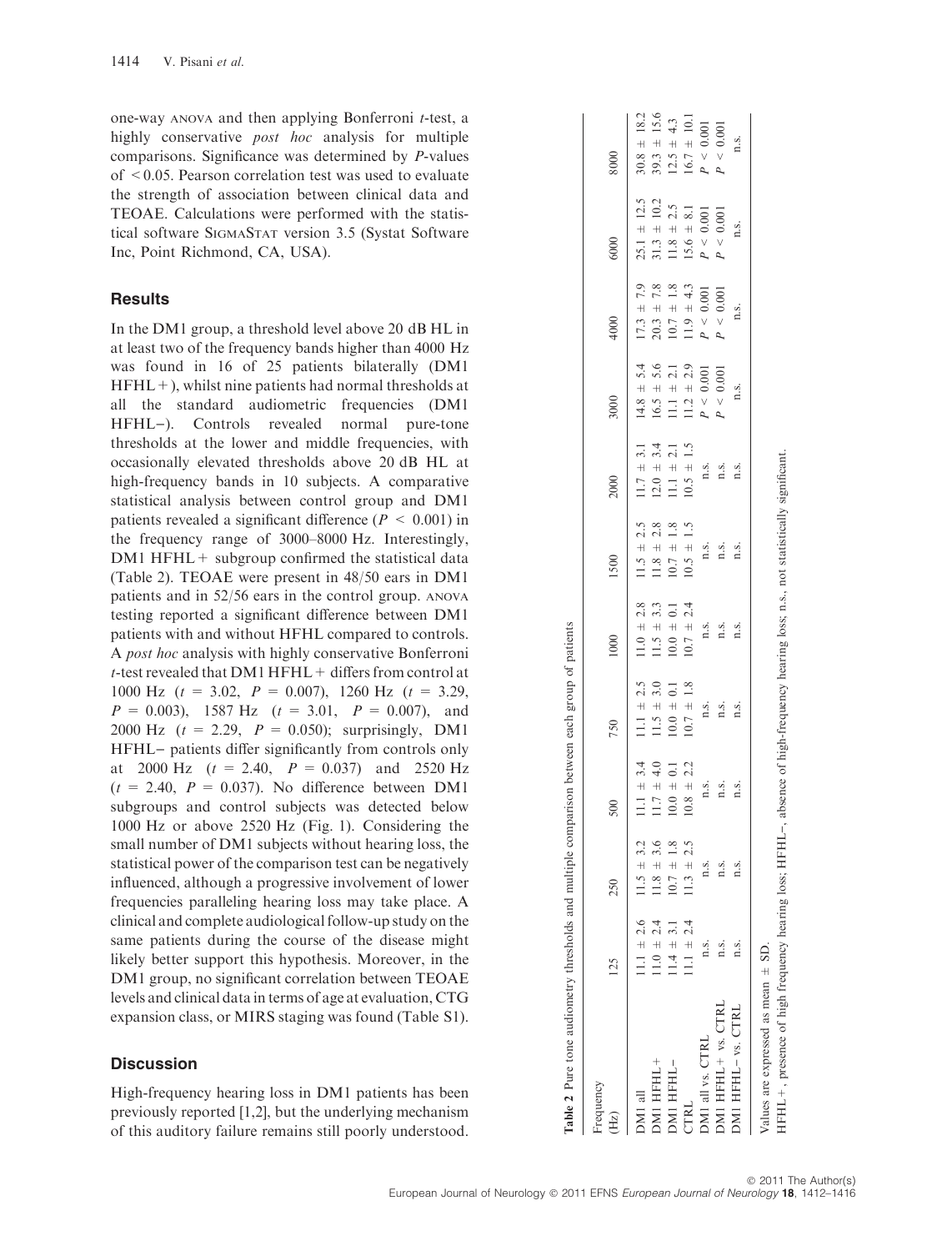one-way ANOVA and then applying Bonferroni *t*-test, a highly conservative *post hoc* analysis for multiple comparisons. Significance was determined by *P*-values of $< 0.05$. Pearson correlation test was used to evaluate the strength of association between clinical data and TEOAE. Calculations were performed with the statistical software SIGMASTAT version 3.5 (Systat Software Inc, Point Richmond, CA, USA).

## Results

In the DM1 group, a threshold level above 20 dB HL in at least two of the frequency bands higher than 4000 Hz was found in 16 of 25 patients bilaterally (DM1 HFHL+), whilst nine patients had normal thresholds at all the standard audiometric frequencies (DM1 HFHL−). Controls revealed normal pure-tone thresholds at the lower and middle frequencies, with occasionally elevated thresholds above 20 dB HL at high-frequency bands in 10 subjects. A comparative statistical analysis between control group and DM1 patients revealed a significant difference ($P < 0.001$) in the frequency range of 3000–8000 Hz. Interestingly, DM1 HFHL+ subgroup confirmed the statistical data (Table 2). TEOAE were present in 48/50 ears in DM1 patients and in 52/56 ears in the control group. ANOVA testing reported a significant difference between DM1 patients with and without HFHL compared to controls. A *post hoc* analysis with highly conservative Bonferroni *t*-test revealed that DM1 HFHL+ differs from control at 1000 Hz ($t = 3.02$, $P = 0.007$), 1260 Hz ($t = 3.29$, $P = 0.003$), 1587 Hz ($t = 3.01$, $P = 0.007$), and 2000 Hz ($t = 2.29$, $P = 0.050$); surprisingly, DM1 HFHL− patients differ significantly from controls only at 2000 Hz ($t = 2.40$, $P = 0.037$) and 2520 Hz ($t = 2.40$, $P = 0.037$). No difference between DM1 subgroups and control subjects was detected below 1000 Hz or above 2520 Hz (Fig. 1). Considering the small number of DM1 subjects without hearing loss, the statistical power of the comparison test can be negatively influenced, although a progressive involvement of lower frequencies paralleling hearing loss may take place. A clinical and complete audiological follow-up study on the same patients during the course of the disease might likely better support this hypothesis. Moreover, in the DM1 group, no significant correlation between TEOAE levels and clinical data in terms of age at evaluation, CTG expansion class, or MIRS staging was found (Table S1).

**Table 2** Pure tone audiometry thresholds and multiple comparison between each group of patients

| Frequency (Hz) | 125 | 250 | 500 | 750 | 1000 | 1500 | 2000 | 3000 | 4000 | 6000 | 8000 |
|---|---|---|---|---|---|---|---|---|---|---|---|
| DM1 all | 11.1 ± 2.6 | 11.5 ± 3.2 | 11.1 ± 3.4 | 11.1 ± 2.5 | 11.0 ± 2.8 | 11.5 ± 2.5 | 11.7 ± 3.1 | 14.8 ± 5.4 | 17.3 ± 7.9 | 25.1 ± 12.5 | 30.8 ± 18.2 |
| DM1 HFHL+ | 11.0 ± 2.4 | 11.8 ± 3.6 | 11.7 ± 4.0 | 11.5 ± 3.0 | 11.5 ± 3.3 | 11.8 ± 2.8 | 12.0 ± 3.4 | 16.5 ± 5.6 | 20.3 ± 7.8 | 31.3 ± 10.2 | 39.3 ± 15.6 |
| DM1 HFHL− | 11.4 ± 3.1 | 10.7 ± 1.8 | 10.0 ± 0.1 | 10.0 ± 0.1 | 10.0 ± 0.1 | 10.7 ± 1.8 | 11.1 ± 2.1 | 11.1 ± 2.1 | 10.7 ± 1.8 | 11.8 ± 2.5 | 12.5 ± 4.3 |
| CTRL | 11.1 ± 2.4 | 11.3 ± 2.5 | 10.8 ± 2.2 | 10.7 ± 1.8 | 10.7 ± 2.4 | 10.5 ± 1.5 | 10.5 ± 1.5 | 11.2 ± 2.9 | 11.9 ± 4.3 | 15.6 ± 8.1 | 16.7 ± 10.1 |
| DM1 all vs. CTRL | n.s. | n.s. | n.s. | n.s. | n.s. | n.s. | n.s. | $P < 0.001$ | $P < 0.001$ | $P < 0.001$ | $P < 0.001$ |
| DM1 HFHL+ vs. CTRL | n.s. | n.s. | n.s. | n.s. | n.s. | n.s. | n.s. | $P < 0.001$ | $P < 0.001$ | $P < 0.001$ | $P < 0.001$ |
| DM1 HFHL− vs. CTRL | n.s. | n.s. | n.s. | n.s. | n.s. | n.s. | n.s. | n.s. | n.s. | n.s. | n.s. |

Values are expressed as mean ± SD.
HFHL+, presence of high frequency hearing loss; HFHL−, absence of high-frequency hearing loss; n.s., not statistically significant.

## Discussion

High-frequency hearing loss in DM1 patients has been previously reported [1,2], but the underlying mechanism of this auditory failure remains still poorly understood.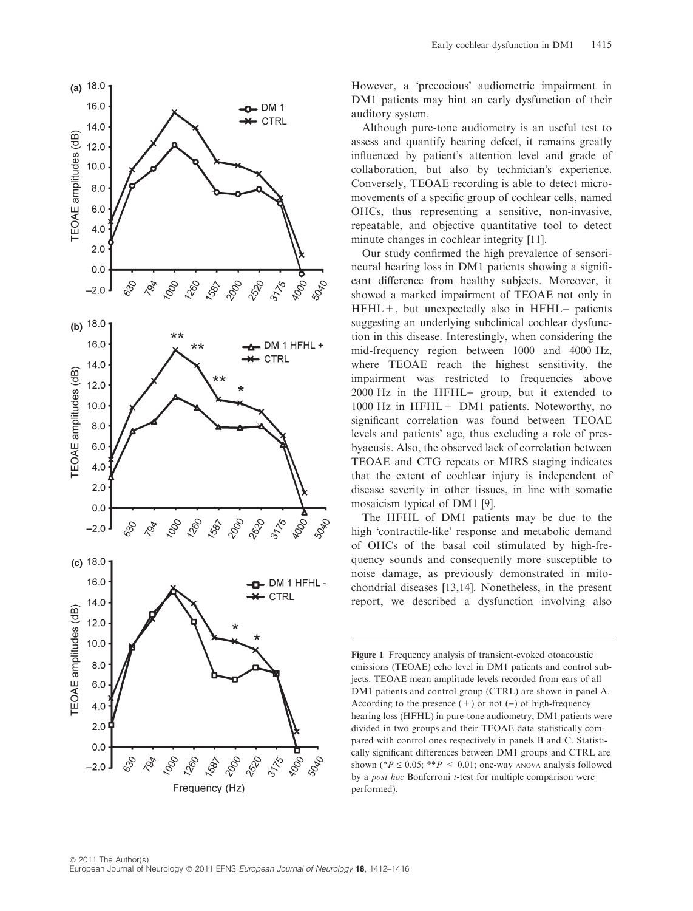However, a 'precocious' audiometric impairment in DM1 patients may hint an early dysfunction of their auditory system.

Although pure-tone audiometry is an useful test to assess and quantify hearing defect, it remains greatly influenced by patient's attention level and grade of collaboration, but also by technician's experience. Conversely, TEOAE recording is able to detect micromovements of a specific group of cochlear cells, named OHCs, thus representing a sensitive, non-invasive, repeatable, and objective quantitative tool to detect minute changes in cochlear integrity [11].

Our study confirmed the high prevalence of sensorineural hearing loss in DM1 patients showing a significant difference from healthy subjects. Moreover, it showed a marked impairment of TEOAE not only in HFHL+, but unexpectedly also in HFHL− patients suggesting an underlying subclinical cochlear dysfunction in this disease. Interestingly, when considering the mid-frequency region between 1000 and 4000 Hz, where TEOAE reach the highest sensitivity, the impairment was restricted to frequencies above 2000 Hz in the HFHL− group, but it extended to 1000 Hz in HFHL+ DM1 patients. Noteworthy, no significant correlation was found between TEOAE levels and patients' age, thus excluding a role of presbyacusis. Also, the observed lack of correlation between TEOAE and CTG repeats or MIRS staging indicates that the extent of cochlear injury is independent of disease severity in other tissues, in line with somatic mosaicism typical of DM1 [9].

The HFHL of DM1 patients may be due to the high 'contractile-like' response and metabolic demand of OHCs of the basal coil stimulated by high-frequency sounds and consequently more susceptible to noise damage, as previously demonstrated in mitochondrial diseases [13,14]. Nonetheless, in the present report, we described a dysfunction involving also

**Figure 1** Frequency analysis of transient-evoked otoacoustic emissions (TEOAE) echo level in DM1 patients and control subjects. TEOAE mean amplitude levels recorded from ears of all DM1 patients and control group (CTRL) are shown in panel A. According to the presence (+) or not (−) of high-frequency hearing loss (HFHL) in pure-tone audiometry, DM1 patients were divided in two groups and their TEOAE data statistically compared with control ones respectively in panels B and C. Statistically significant differences between DM1 groups and CTRL are shown (*$P \leq 0.05$; **$P < 0.01$; one-way ANOVA analysis followed by a *post hoc* Bonferroni *t*-test for multiple comparison were performed).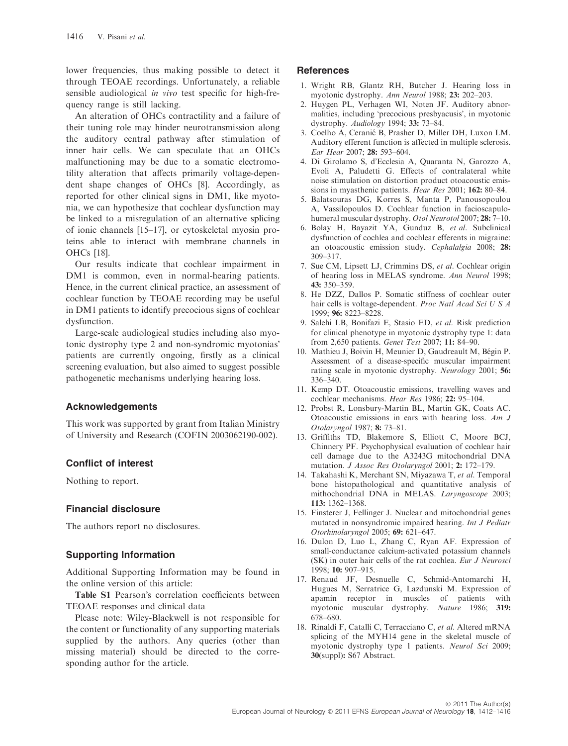lower frequencies, thus making possible to detect it through TEOAE recordings. Unfortunately, a reliable sensible audiological *in vivo* test specific for high-frequency range is still lacking.

An alteration of OHCs contractility and a failure of their tuning role may hinder neurotransmission along the auditory central pathway after stimulation of inner hair cells. We can speculate that an OHCs malfunctioning may be due to a somatic electromotility alteration that affects primarily voltage-dependent shape changes of OHCs [8]. Accordingly, as reported for other clinical signs in DM1, like myotonia, we can hypothesize that cochlear dysfunction may be linked to a misregulation of an alternative splicing of ionic channels [15–17], or cytoskeletal myosin proteins able to interact with membrane channels in OHCs [18].

Our results indicate that cochlear impairment in DM1 is common, even in normal-hearing patients. Hence, in the current clinical practice, an assessment of cochlear function by TEOAE recording may be useful in DM1 patients to identify precocious signs of cochlear dysfunction.

Large-scale audiological studies including also myotonic dystrophy type 2 and non-syndromic myotonias' patients are currently ongoing, firstly as a clinical screening evaluation, but also aimed to suggest possible pathogenetic mechanisms underlying hearing loss.

## Acknowledgements

This work was supported by grant from Italian Ministry of University and Research (COFIN 2003062190-002).

## Conflict of interest

Nothing to report.

## Financial disclosure

The authors report no disclosures.

## Supporting Information

Additional Supporting Information may be found in the online version of this article:

**Table S1** Pearson's correlation coefficients between TEOAE responses and clinical data

Please note: Wiley-Blackwell is not responsible for the content or functionality of any supporting materials supplied by the authors. Any queries (other than missing material) should be directed to the corresponding author for the article.

## References

1. Wright RB, Glantz RH, Butcher J. Hearing loss in myotonic dystrophy. *Ann Neurol* 1988; **23:** 202–203.
2. Huygen PL, Verhagen WI, Noten JF. Auditory abnormalities, including 'precocious presbyacusis', in myotonic dystrophy. *Audiology* 1994; **33:** 73–84.
3. Coelho A, Ceranić B, Prasher D, Miller DH, Luxon LM. Auditory efferent function is affected in multiple sclerosis. *Ear Hear* 2007; **28:** 593–604.
4. Di Girolamo S, d'Ecclesia A, Quaranta N, Garozzo A, Evoli A, Paludetti G. Effects of contralateral white noise stimulation on distortion product otoacoustic emissions in myasthenic patients. *Hear Res* 2001; **162:** 80–84.
5. Balatsouras DG, Korres S, Manta P, Panousopoulou A, Vassilopoulos D. Cochlear function in facioscapulohumeral muscular dystrophy. *Otol Neurotol* 2007; **28:** 7–10.
6. Bolay H, Bayazit YA, Gunduz B, *et al*. Subclinical dysfunction of cochlea and cochlear efferents in migraine: an otoacoustic emission study. *Cephalalgia* 2008; **28:** 309–317.
7. Sue CM, Lipsett LJ, Crimmins DS, *et al*. Cochlear origin of hearing loss in MELAS syndrome. *Ann Neurol* 1998; **43:** 350–359.
8. He DZZ, Dallos P. Somatic stiffness of cochlear outer hair cells is voltage-dependent. *Proc Natl Acad Sci U S A* 1999; **96:** 8223–8228.
9. Salehi LB, Bonifazi E, Stasio ED, *et al*. Risk prediction for clinical phenotype in myotonic dystrophy type 1: data from 2,650 patients. *Genet Test* 2007; **11:** 84–90.
10. Mathieu J, Boivin H, Meunier D, Gaudreault M, Bégin P. Assessment of a disease-specific muscular impairment rating scale in myotonic dystrophy. *Neurology* 2001; **56:** 336–340.
11. Kemp DT. Otoacoustic emissions, travelling waves and cochlear mechanisms. *Hear Res* 1986; **22:** 95–104.
12. Probst R, Lonsbury-Martin BL, Martin GK, Coats AC. Otoacoustic emissions in ears with hearing loss. *Am J Otolaryngol* 1987; **8:** 73–81.
13. Griffiths TD, Blakemore S, Elliott C, Moore BCJ, Chinnery PF. Psychophysical evaluation of cochlear hair cell damage due to the A3243G mitochondrial DNA mutation. *J Assoc Res Otolaryngol* 2001; **2:** 172–179.
14. Takahashi K, Merchant SN, Miyazawa T, *et al*. Temporal bone histopathological and quantitative analysis of mitochondrial DNA in MELAS. *Laryngoscope* 2003; **113:** 1362–1368.
15. Finsterer J, Fellinger J. Nuclear and mitochondrial genes mutated in nonsyndromic impaired hearing. *Int J Pediatr Otorhinolaryngol* 2005; **69:** 621–647.
16. Dulon D, Luo L, Zhang C, Ryan AF. Expression of small-conductance calcium-activated potassium channels (SK) in outer hair cells of the rat cochlea. *Eur J Neurosci* 1998; **10:** 907–915.
17. Renaud JF, Desnuelle C, Schmid-Antomarchi H, Hugues M, Serratrice G, Lazdunski M. Expression of apamin receptor in muscles of patients with myotonic muscular dystrophy. *Nature* 1986; **319:** 678–680.
18. Rinaldi F, Catalli C, Terracciano C, *et al*. Altered mRNA splicing of the MYH14 gene in the skeletal muscle of myotonic dystrophy type 1 patients. *Neurol Sci* 2009; **30**(suppl)**:** S67 Abstract.